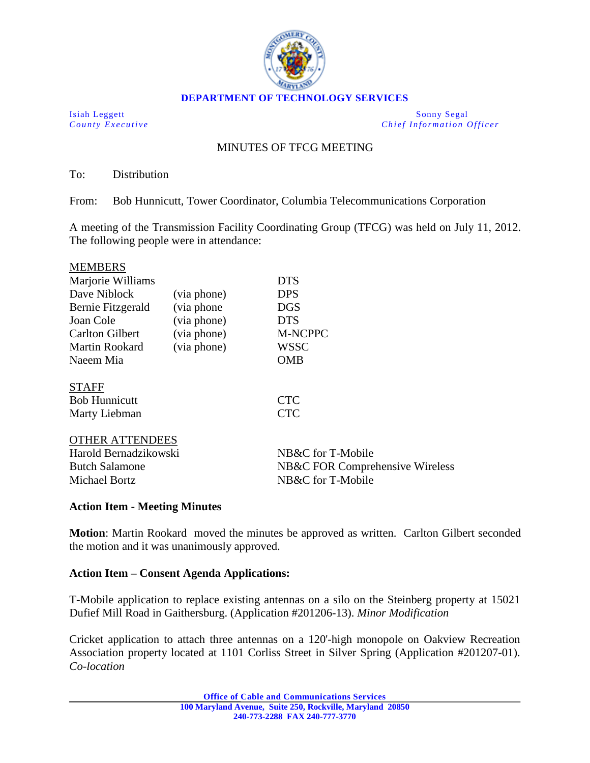**DEPARTMENT OF TECHNOLOGY SERVICES**

Isiah Leggett
*County Executive*

Sonny Segal
*Chief Information Officer*

MINUTES OF TFCG MEETING

To: Distribution

From: Bob Hunnicutt, Tower Coordinator, Columbia Telecommunications Corporation

A meeting of the Transmission Facility Coordinating Group (TFCG) was held on July 11, 2012. The following people were in attendance:

MEMBERS

| | | |
|---|---|---|
| Marjorie Williams | | DTS |
| Dave Niblock | (via phone) | DPS |
| Bernie Fitzgerald | (via phone | DGS |
| Joan Cole | (via phone) | DTS |
| Carlton Gilbert | (via phone) | M-NCPPC |
| Martin Rookard | (via phone) | WSSC |
| Naeem Mia | | OMB |

STAFF

| | |
|---|---|
| Bob Hunnicutt | CTC |
| Marty Liebman | CTC |

OTHER ATTENDEES

| | |
|---|---|
| Harold Bernadzikowski | NB&C for T-Mobile |
| Butch Salamone | NB&C FOR Comprehensive Wireless |
| Michael Bortz | NB&C for T-Mobile |

**Action Item - Meeting Minutes**

**Motion**: Martin Rookard moved the minutes be approved as written. Carlton Gilbert seconded the motion and it was unanimously approved.

**Action Item – Consent Agenda Applications:**

T-Mobile application to replace existing antennas on a silo on the Steinberg property at 15021 Dufief Mill Road in Gaithersburg. (Application #201206-13). *Minor Modification*

Cricket application to attach three antennas on a 120'-high monopole on Oakview Recreation Association property located at 1101 Corliss Street in Silver Spring (Application #201207-01). *Co-location*

Office of Cable and Communications Services
100 Maryland Avenue, Suite 250, Rockville, Maryland 20850
240-773-2288 FAX 240-777-3770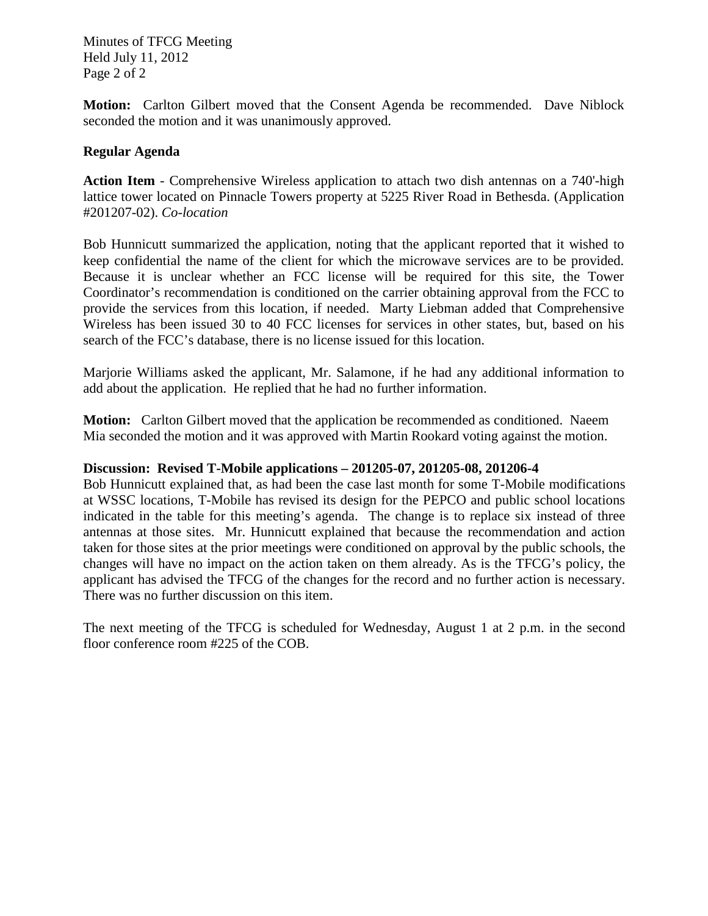**Motion:** Carlton Gilbert moved that the Consent Agenda be recommended. Dave Niblock seconded the motion and it was unanimously approved.

**Regular Agenda**

**Action Item** - Comprehensive Wireless application to attach two dish antennas on a 740'-high lattice tower located on Pinnacle Towers property at 5225 River Road in Bethesda. (Application #201207-02). *Co-location*

Bob Hunnicutt summarized the application, noting that the applicant reported that it wished to keep confidential the name of the client for which the microwave services are to be provided. Because it is unclear whether an FCC license will be required for this site, the Tower Coordinator's recommendation is conditioned on the carrier obtaining approval from the FCC to provide the services from this location, if needed. Marty Liebman added that Comprehensive Wireless has been issued 30 to 40 FCC licenses for services in other states, but, based on his search of the FCC's database, there is no license issued for this location.

Marjorie Williams asked the applicant, Mr. Salamone, if he had any additional information to add about the application. He replied that he had no further information.

**Motion:** Carlton Gilbert moved that the application be recommended as conditioned. Naeem Mia seconded the motion and it was approved with Martin Rookard voting against the motion.

**Discussion: Revised T-Mobile applications – 201205-07, 201205-08, 201206-4**

Bob Hunnicutt explained that, as had been the case last month for some T-Mobile modifications at WSSC locations, T-Mobile has revised its design for the PEPCO and public school locations indicated in the table for this meeting's agenda. The change is to replace six instead of three antennas at those sites. Mr. Hunnicutt explained that because the recommendation and action taken for those sites at the prior meetings were conditioned on approval by the public schools, the changes will have no impact on the action taken on them already. As is the TFCG's policy, the applicant has advised the TFCG of the changes for the record and no further action is necessary. There was no further discussion on this item.

The next meeting of the TFCG is scheduled for Wednesday, August 1 at 2 p.m. in the second floor conference room #225 of the COB.